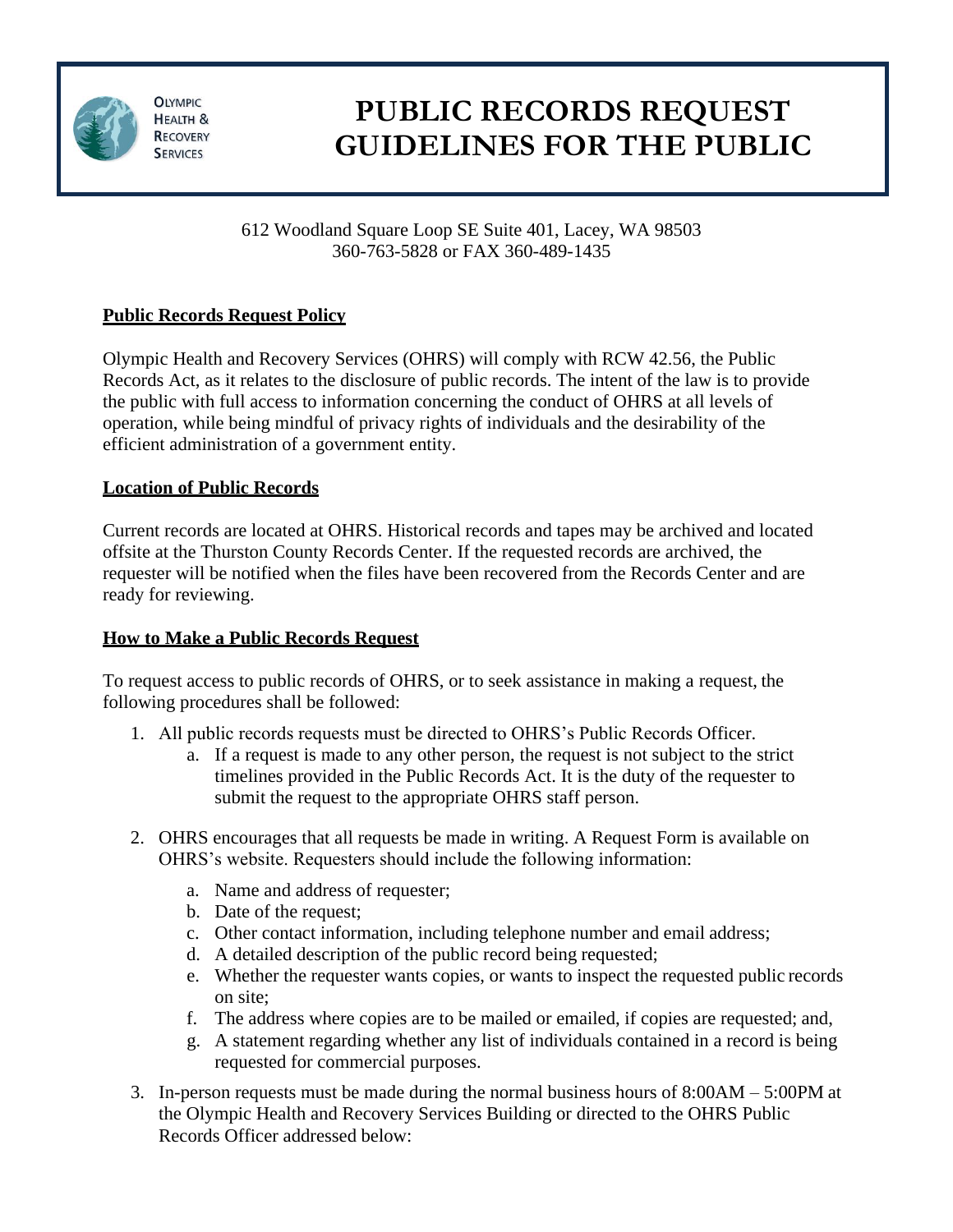# PUBLIC RECORDS REQUEST GUIDELINES FOR THE PUBLIC

Olympic Health & Recovery Services

612 Woodland Square Loop SE Suite 401, Lacey, WA 98503
360-763-5828 or FAX 360-489-1435

## Public Records Request Policy

Olympic Health and Recovery Services (OHRS) will comply with RCW 42.56, the Public Records Act, as it relates to the disclosure of public records. The intent of the law is to provide the public with full access to information concerning the conduct of OHRS at all levels of operation, while being mindful of privacy rights of individuals and the desirability of the efficient administration of a government entity.

## Location of Public Records

Current records are located at OHRS. Historical records and tapes may be archived and located offsite at the Thurston County Records Center. If the requested records are archived, the requester will be notified when the files have been recovered from the Records Center and are ready for reviewing.

## How to Make a Public Records Request

To request access to public records of OHRS, or to seek assistance in making a request, the following procedures shall be followed:

1. All public records requests must be directed to OHRS's Public Records Officer.
   a. If a request is made to any other person, the request is not subject to the strict timelines provided in the Public Records Act. It is the duty of the requester to submit the request to the appropriate OHRS staff person.

2. OHRS encourages that all requests be made in writing. A Request Form is available on OHRS's website. Requesters should include the following information:
   a. Name and address of requester;
   b. Date of the request;
   c. Other contact information, including telephone number and email address;
   d. A detailed description of the public record being requested;
   e. Whether the requester wants copies, or wants to inspect the requested public records on site;
   f. The address where copies are to be mailed or emailed, if copies are requested; and,
   g. A statement regarding whether any list of individuals contained in a record is being requested for commercial purposes.

3. In-person requests must be made during the normal business hours of 8:00AM – 5:00PM at the Olympic Health and Recovery Services Building or directed to the OHRS Public Records Officer addressed below: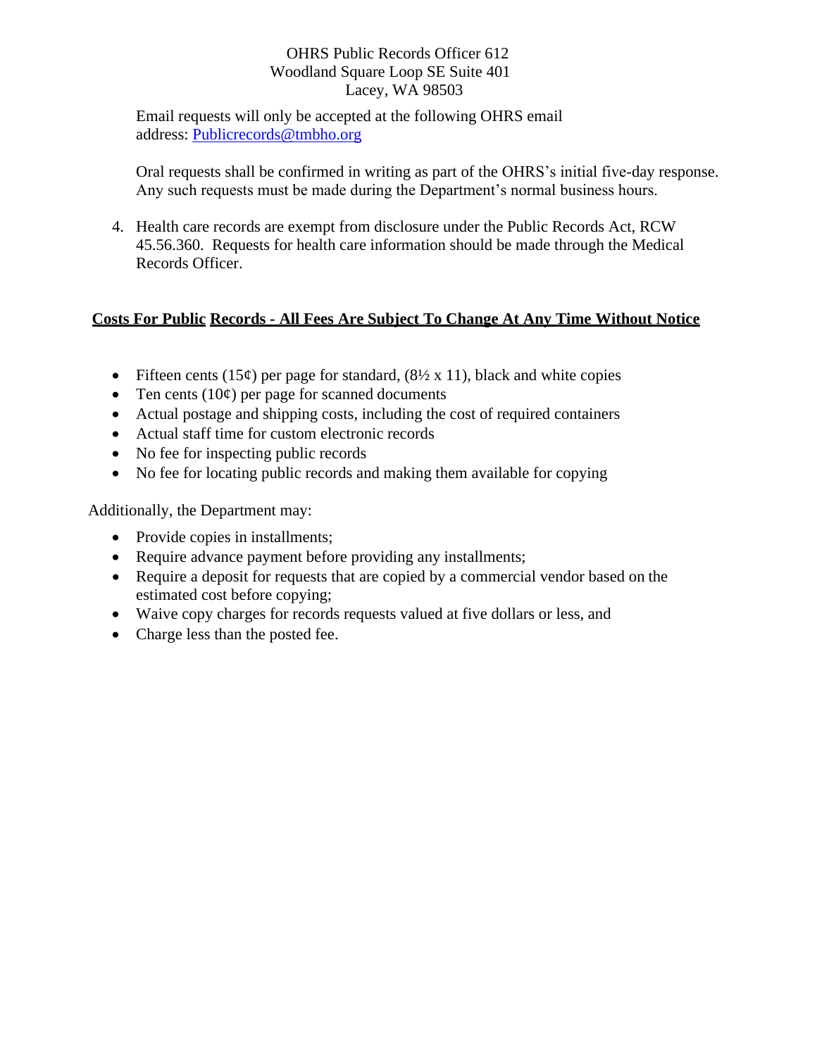OHRS Public Records Officer 612
Woodland Square Loop SE Suite 401
Lacey, WA 98503

Email requests will only be accepted at the following OHRS email address: [Publicrecords@tmbho.org](mailto:Publicrecords@tmbho.org)

Oral requests shall be confirmed in writing as part of the OHRS's initial five-day response. Any such requests must be made during the Department's normal business hours.

4. Health care records are exempt from disclosure under the Public Records Act, RCW 45.56.360. Requests for health care information should be made through the Medical Records Officer.

**Costs For Public Records - All Fees Are Subject To Change At Any Time Without Notice**

- Fifteen cents (15¢) per page for standard, (8½ x 11), black and white copies
- Ten cents (10¢) per page for scanned documents
- Actual postage and shipping costs, including the cost of required containers
- Actual staff time for custom electronic records
- No fee for inspecting public records
- No fee for locating public records and making them available for copying

Additionally, the Department may:

- Provide copies in installments;
- Require advance payment before providing any installments;
- Require a deposit for requests that are copied by a commercial vendor based on the estimated cost before copying;
- Waive copy charges for records requests valued at five dollars or less, and
- Charge less than the posted fee.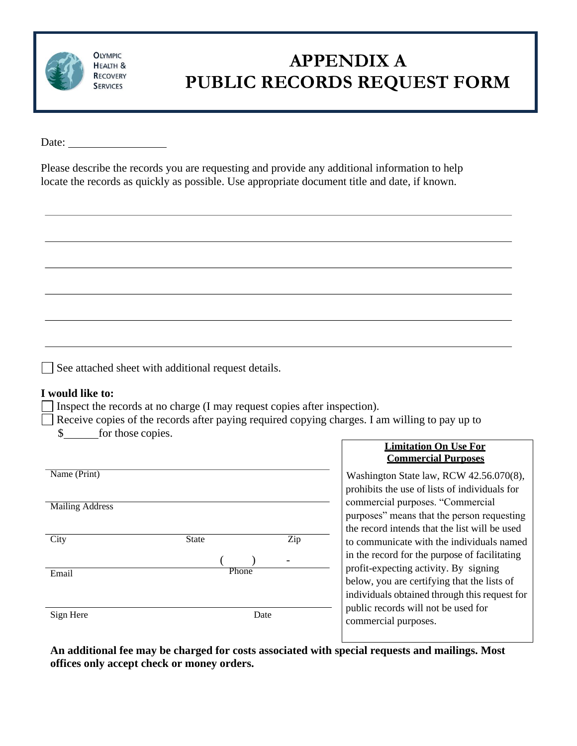Olympic Health & Recovery Services

# APPENDIX A
# PUBLIC RECORDS REQUEST FORM

Date: ___________________

Please describe the records you are requesting and provide any additional information to help locate the records as quickly as possible. Use appropriate document title and date, if known.

_______________________________________________________________________________

_______________________________________________________________________________

_______________________________________________________________________________

_______________________________________________________________________________

_______________________________________________________________________________

_______________________________________________________________________________

☐ See attached sheet with additional request details.

**I would like to:**

☐ Inspect the records at no charge (I may request copies after inspection).

☐ Receive copies of the records after paying required copying charges. I am willing to pay up to $_______ for those copies.

_______________________________________________
Name (Print)

_______________________________________________
Mailing Address

_______________________________________________
City | State | Zip

_______________________________________________
Email | Phone (     )     -

_______________________________________________
Sign Here | Date

**Limitation On Use For Commercial Purposes**

Washington State law, RCW 42.56.070(8), prohibits the use of lists of individuals for commercial purposes. "Commercial purposes" means that the person requesting the record intends that the list will be used to communicate with the individuals named in the record for the purpose of facilitating profit-expecting activity. By signing below, you are certifying that the lists of individuals obtained through this request for public records will not be used for commercial purposes.

**An additional fee may be charged for costs associated with special requests and mailings. Most offices only accept check or money orders.**